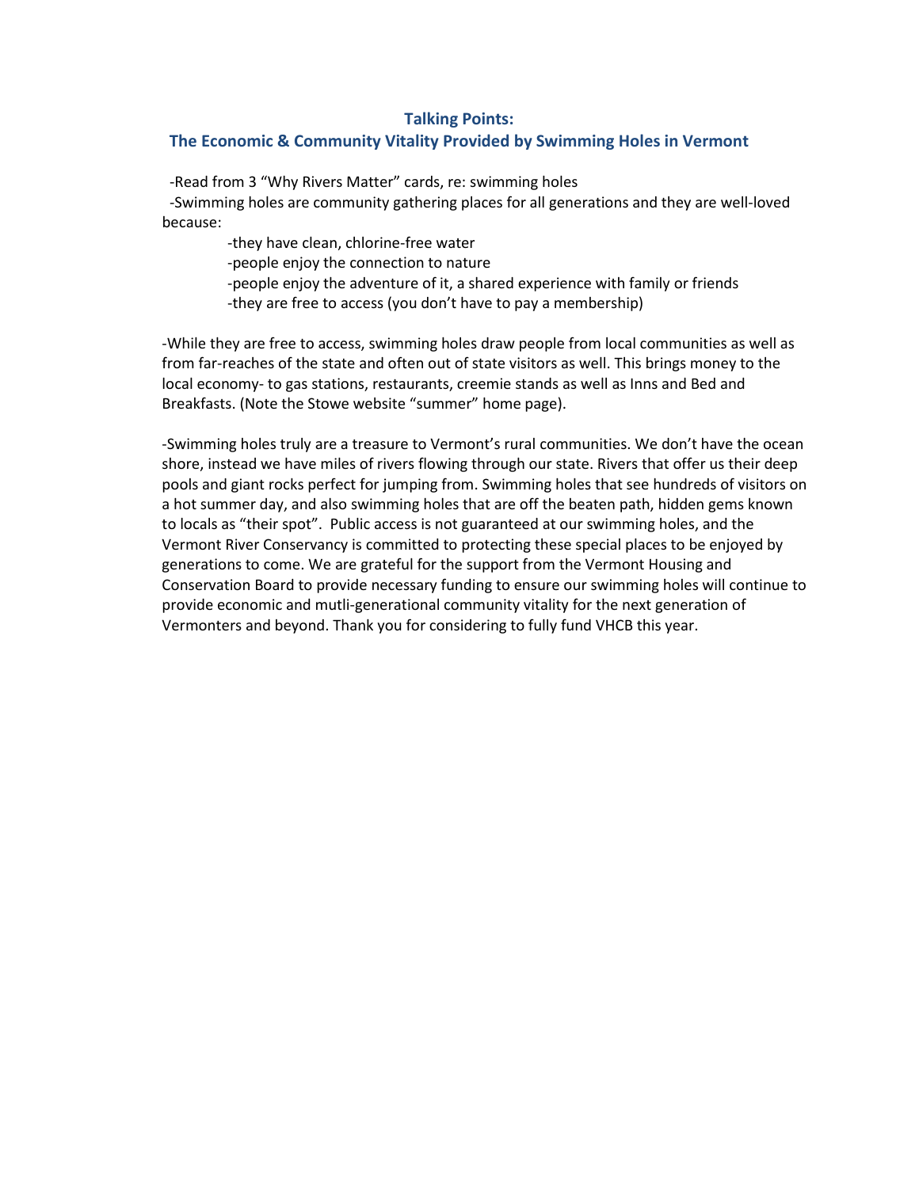## Talking Points:
## The Economic & Community Vitality Provided by Swimming Holes in Vermont

-Read from 3 "Why Rivers Matter" cards, re: swimming holes

-Swimming holes are community gathering places for all generations and they are well-loved because:

- -they have clean, chlorine-free water
- -people enjoy the connection to nature
- -people enjoy the adventure of it, a shared experience with family or friends
- -they are free to access (you don't have to pay a membership)

-While they are free to access, swimming holes draw people from local communities as well as from far-reaches of the state and often out of state visitors as well. This brings money to the local economy- to gas stations, restaurants, creemie stands as well as Inns and Bed and Breakfasts. (Note the Stowe website "summer" home page).

-Swimming holes truly are a treasure to Vermont's rural communities. We don't have the ocean shore, instead we have miles of rivers flowing through our state. Rivers that offer us their deep pools and giant rocks perfect for jumping from. Swimming holes that see hundreds of visitors on a hot summer day, and also swimming holes that are off the beaten path, hidden gems known to locals as "their spot". Public access is not guaranteed at our swimming holes, and the Vermont River Conservancy is committed to protecting these special places to be enjoyed by generations to come. We are grateful for the support from the Vermont Housing and Conservation Board to provide necessary funding to ensure our swimming holes will continue to provide economic and mutli-generational community vitality for the next generation of Vermonters and beyond. Thank you for considering to fully fund VHCB this year.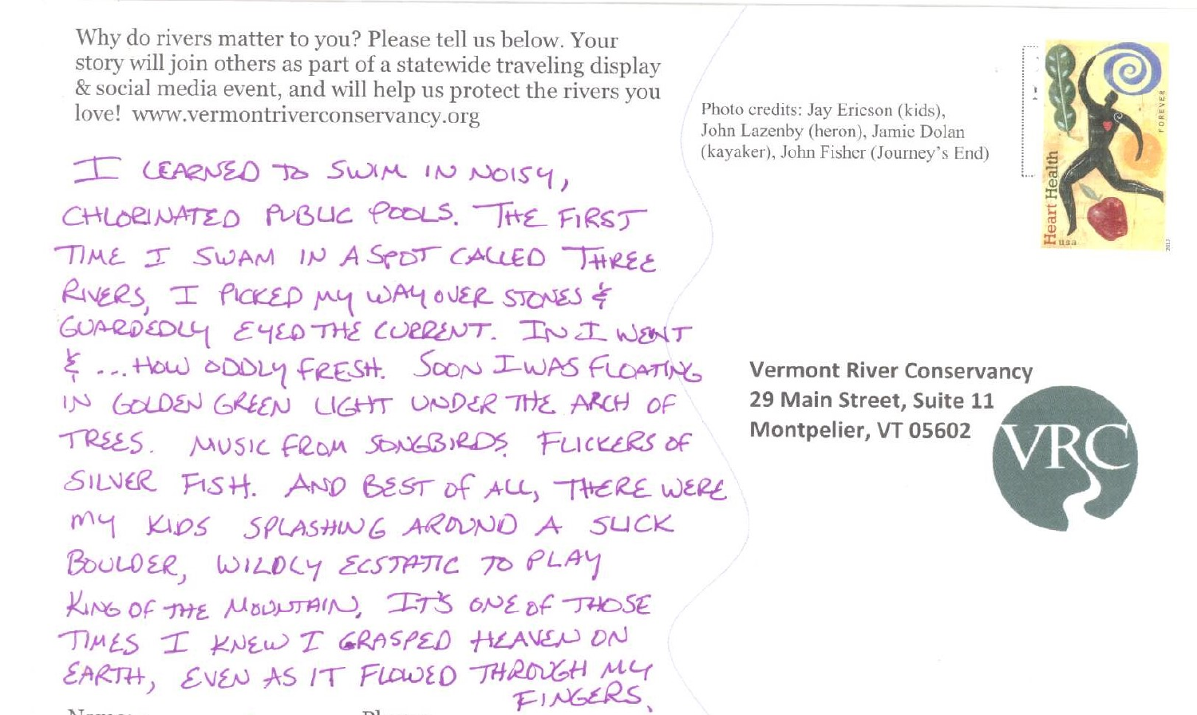Why do rivers matter to you? Please tell us below. Your story will join others as part of a statewide traveling display & social media event, and will help us protect the rivers you love! www.vermontriverconservancy.org

I LEARNED TO SWIM IN NOISY, CHLORINATED PUBLIC POOLS. THE FIRST TIME I SWAM IN A SPOT CALLED THREE RIVERS, I PICKED MY WAY OVER STONES & GUARDEDLY EYED THE CURRENT. IN I WENT & ... HOW ODDLY FRESH. SOON I WAS FLOATING IN GOLDEN GREEN LIGHT UNDER THE ARCH OF TREES. MUSIC FROM SONGBIRDS. FLICKERS OF SILVER FISH. AND BEST OF ALL, THERE WERE MY KIDS SPLASHING AROUND A SLICK BOULDER, WILDLY ECSTATIC TO PLAY KING OF THE MOUNTAIN. IT'S ONE OF THOSE TIMES I KNEW I GRASPED HEAVEN ON EARTH, EVEN AS IT FLOWED THROUGH MY FINGERS.

Photo credits: Jay Ericson (kids), John Lazenby (heron), Jamie Dolan (kayaker), John Fisher (Journey's End)

Heart Health usa FOREVER

**Vermont River Conservancy**
**29 Main Street, Suite 11**
**Montpelier, VT 05602**

VRC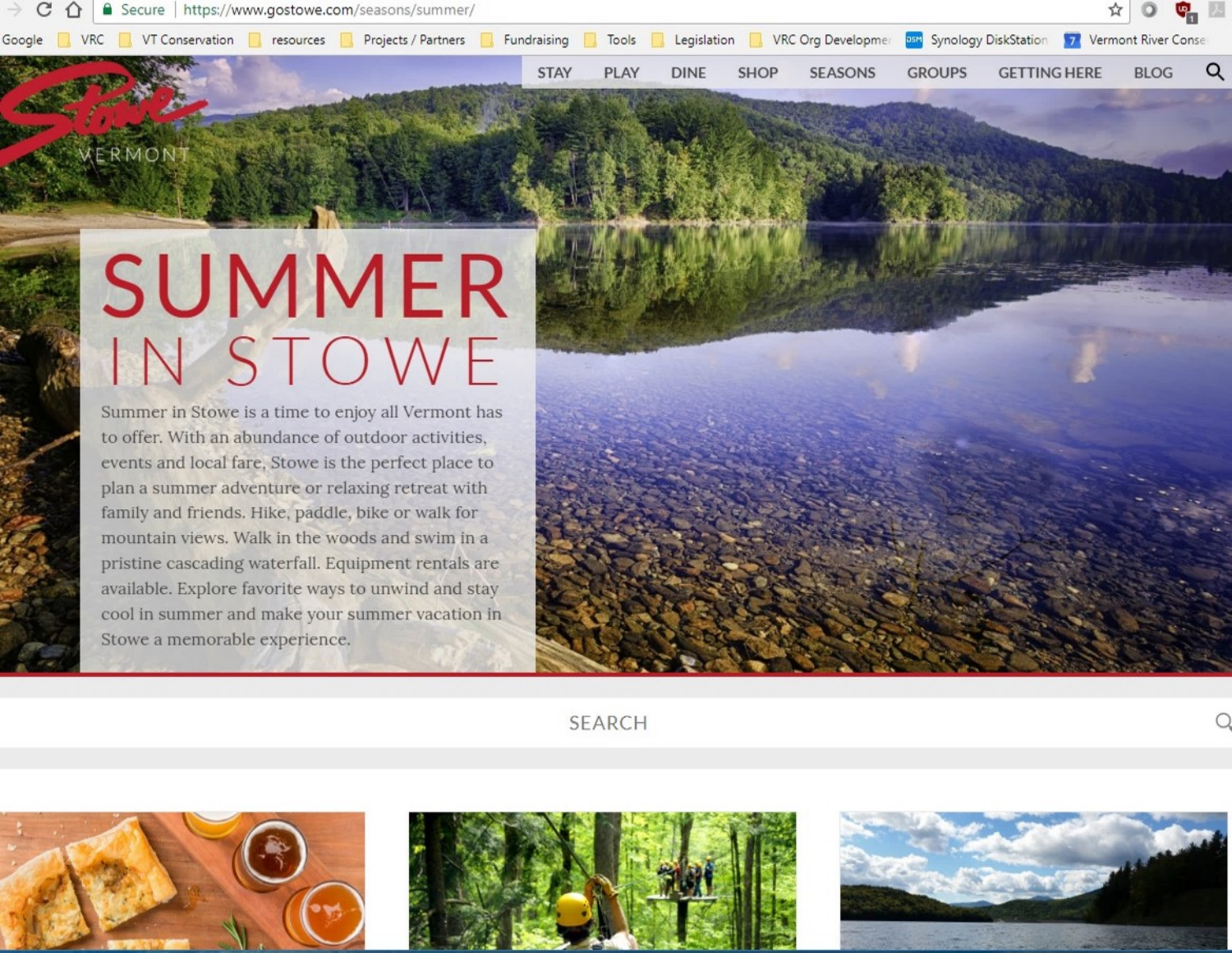STAY PLAY DINE SHOP SEASONS GROUPS GETTING HERE BLOG

Stowe VERMONT

# SUMMER IN STOWE

Summer in Stowe is a time to enjoy all Vermont has to offer. With an abundance of outdoor activities, events and local fare, Stowe is the perfect place to plan a summer adventure or relaxing retreat with family and friends. Hike, paddle, bike or walk for mountain views. Walk in the woods and swim in a pristine cascading waterfall. Equipment rentals are available. Explore favorite ways to unwind and stay cool in summer and make your summer vacation in Stowe a memorable experience.

SEARCH